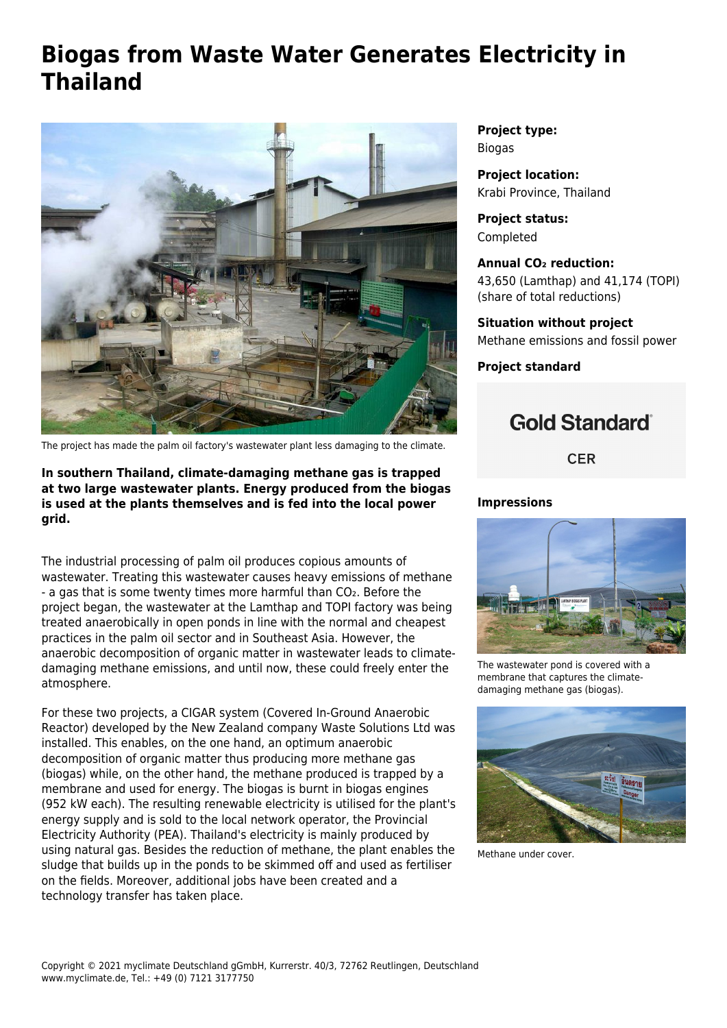# Biogas from Waste Water Generates Electricity in Thailand

The project has made the palm oil factory's wastewater plant less damaging to the climate.

**In southern Thailand, climate-damaging methane gas is trapped at two large wastewater plants. Energy produced from the biogas is used at the plants themselves and is fed into the local power grid.**

The industrial processing of palm oil produces copious amounts of wastewater. Treating this wastewater causes heavy emissions of methane - a gas that is some twenty times more harmful than $CO_2$. Before the project began, the wastewater at the Lamthap and TOPI factory was being treated anaerobically in open ponds in line with the normal and cheapest practices in the palm oil sector and in Southeast Asia. However, the anaerobic decomposition of organic matter in wastewater leads to climate-damaging methane emissions, and until now, these could freely enter the atmosphere.

For these two projects, a CIGAR system (Covered In-Ground Anaerobic Reactor) developed by the New Zealand company Waste Solutions Ltd was installed. This enables, on the one hand, an optimum anaerobic decomposition of organic matter thus producing more methane gas (biogas) while, on the other hand, the methane produced is trapped by a membrane and used for energy. The biogas is burnt in biogas engines (952 kW each). The resulting renewable electricity is utilised for the plant's energy supply and is sold to the local network operator, the Provincial Electricity Authority (PEA). Thailand's electricity is mainly produced by using natural gas. Besides the reduction of methane, the plant enables the sludge that builds up in the ponds to be skimmed off and used as fertiliser on the fields. Moreover, additional jobs have been created and a technology transfer has taken place.

**Project type:**
Biogas

**Project location:**
Krabi Province, Thailand

**Project status:**
Completed

**Annual $CO_2$ reduction:**
43,650 (Lamthap) and 41,174 (TOPI) (share of total reductions)

**Situation without project**
Methane emissions and fossil power

**Project standard**

Gold Standard®

CER

**Impressions**

The wastewater pond is covered with a membrane that captures the climate-damaging methane gas (biogas).

Methane under cover.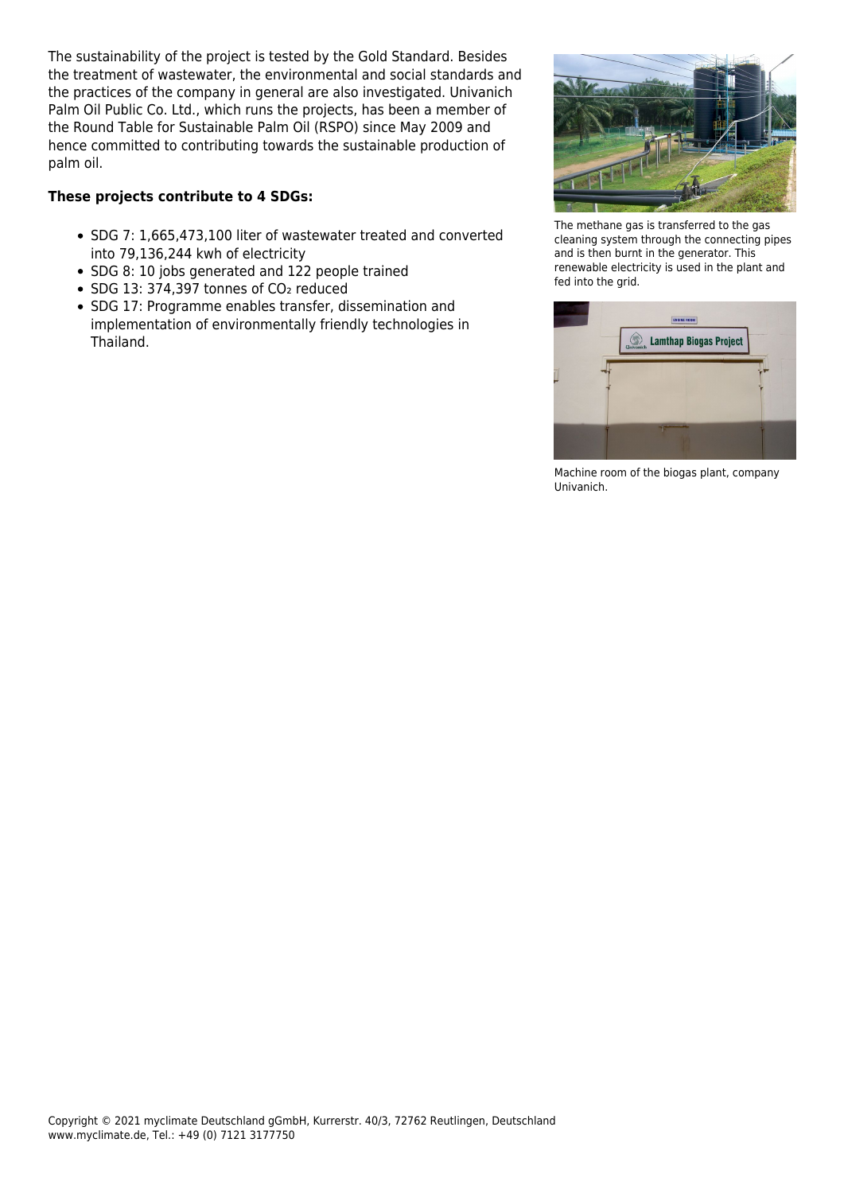The sustainability of the project is tested by the Gold Standard. Besides the treatment of wastewater, the environmental and social standards and the practices of the company in general are also investigated. Univanich Palm Oil Public Co. Ltd., which runs the projects, has been a member of the Round Table for Sustainable Palm Oil (RSPO) since May 2009 and hence committed to contributing towards the sustainable production of palm oil.

**These projects contribute to 4 SDGs:**

- SDG 7: 1,665,473,100 liter of wastewater treated and converted into 79,136,244 kwh of electricity
- SDG 8: 10 jobs generated and 122 people trained
- SDG 13: 374,397 tonnes of $CO_2$ reduced
- SDG 17: Programme enables transfer, dissemination and implementation of environmentally friendly technologies in Thailand.

The methane gas is transferred to the gas cleaning system through the connecting pipes and is then burnt in the generator. This renewable electricity is used in the plant and fed into the grid.

Machine room of the biogas plant, company Univanich.